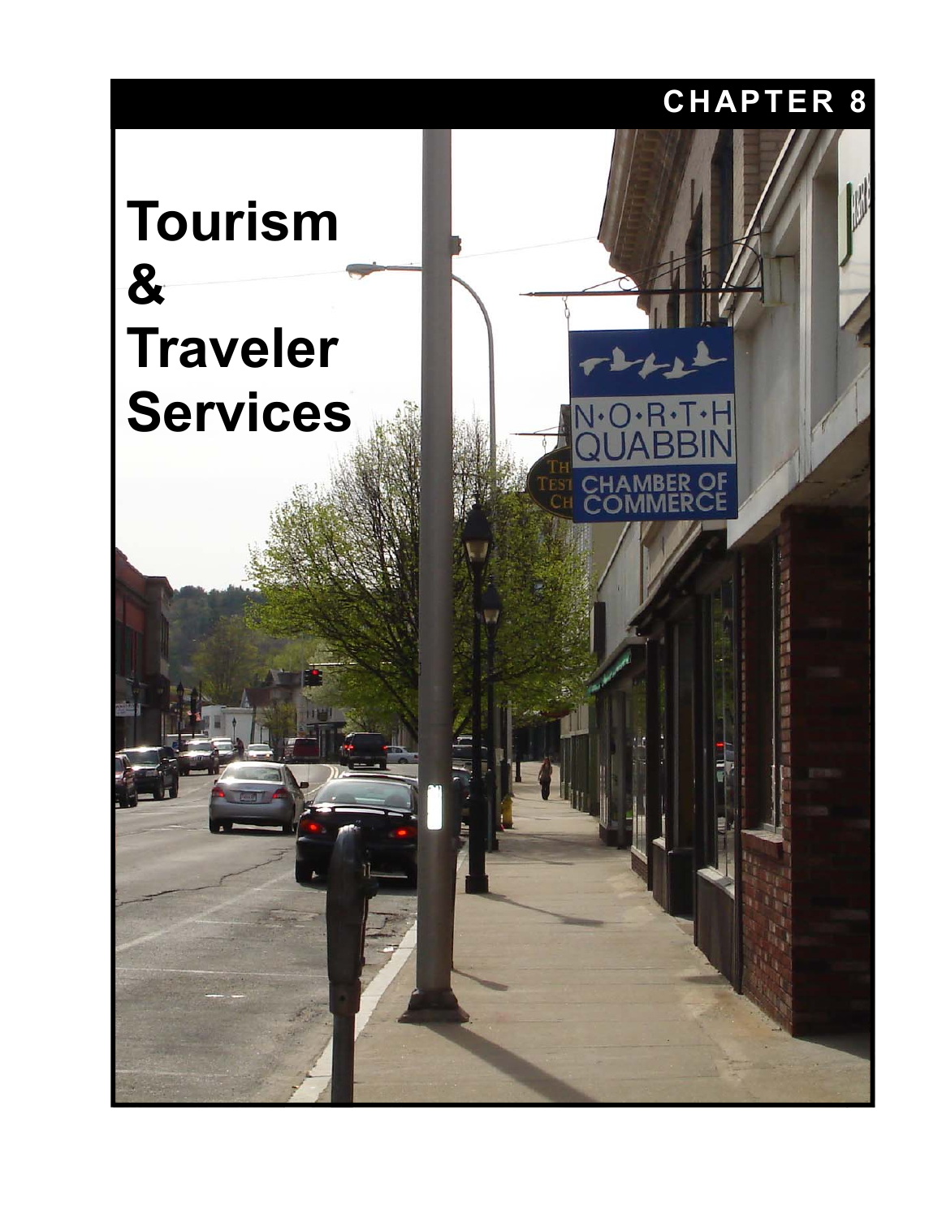CHAPTER 8

# Tourism & Traveler Services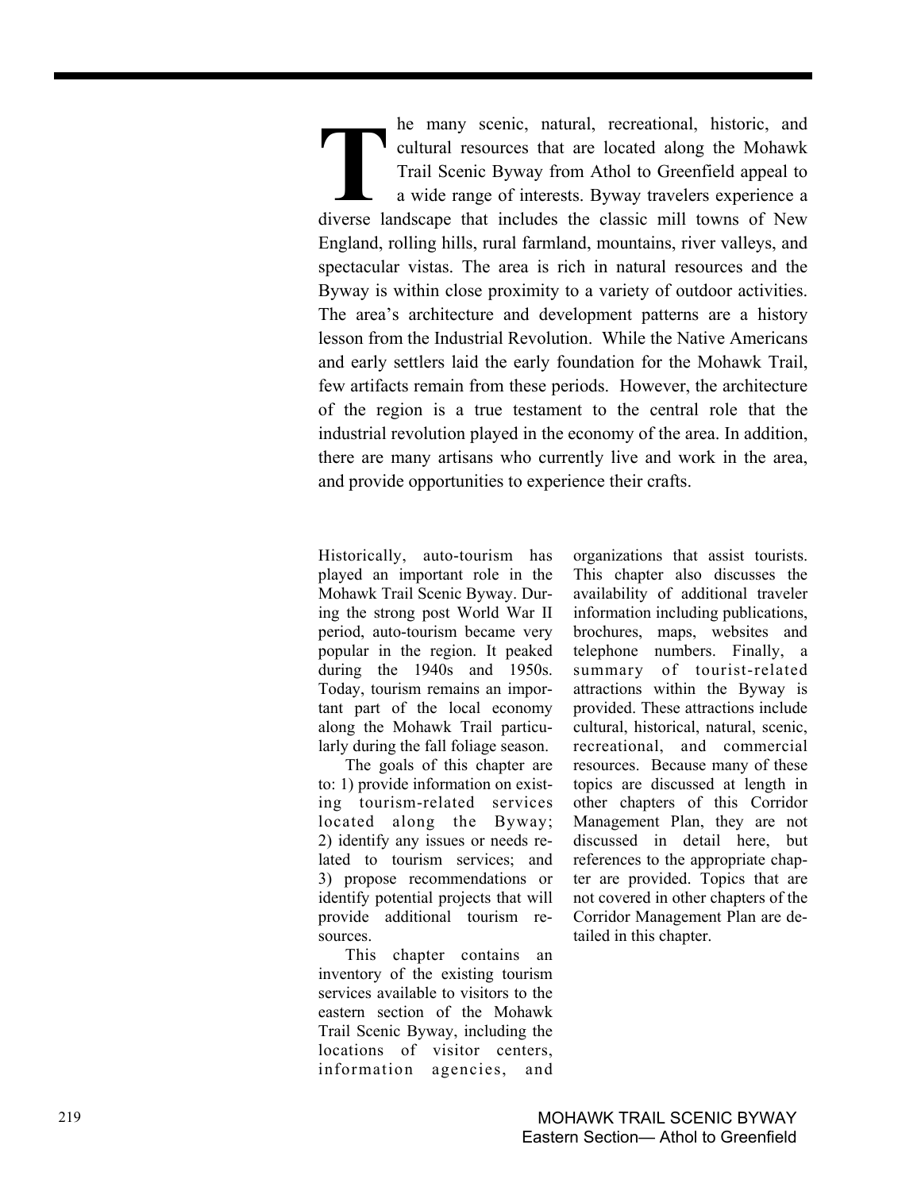The many scenic, natural, recreational, historic, and cultural resources that are located along the Mohawk Trail Scenic Byway from Athol to Greenfield appeal to a wide range of interests. Byway travelers experience a diverse landscape that includes the classic mill towns of New England, rolling hills, rural farmland, mountains, river valleys, and spectacular vistas. The area is rich in natural resources and the Byway is within close proximity to a variety of outdoor activities. The area's architecture and development patterns are a history lesson from the Industrial Revolution. While the Native Americans and early settlers laid the early foundation for the Mohawk Trail, few artifacts remain from these periods. However, the architecture of the region is a true testament to the central role that the industrial revolution played in the economy of the area. In addition, there are many artisans who currently live and work in the area, and provide opportunities to experience their crafts.

Historically, auto-tourism has played an important role in the Mohawk Trail Scenic Byway. During the strong post World War II period, auto-tourism became very popular in the region. It peaked during the 1940s and 1950s. Today, tourism remains an important part of the local economy along the Mohawk Trail particularly during the fall foliage season.

The goals of this chapter are to: 1) provide information on existing tourism-related services located along the Byway; 2) identify any issues or needs related to tourism services; and 3) propose recommendations or identify potential projects that will provide additional tourism resources.

This chapter contains an inventory of the existing tourism services available to visitors to the eastern section of the Mohawk Trail Scenic Byway, including the locations of visitor centers, information agencies, and organizations that assist tourists. This chapter also discusses the availability of additional traveler information including publications, brochures, maps, websites and telephone numbers. Finally, a summary of tourist-related attractions within the Byway is provided. These attractions include cultural, historical, natural, scenic, recreational, and commercial resources. Because many of these topics are discussed at length in other chapters of this Corridor Management Plan, they are not discussed in detail here, but references to the appropriate chapter are provided. Topics that are not covered in other chapters of the Corridor Management Plan are detailed in this chapter.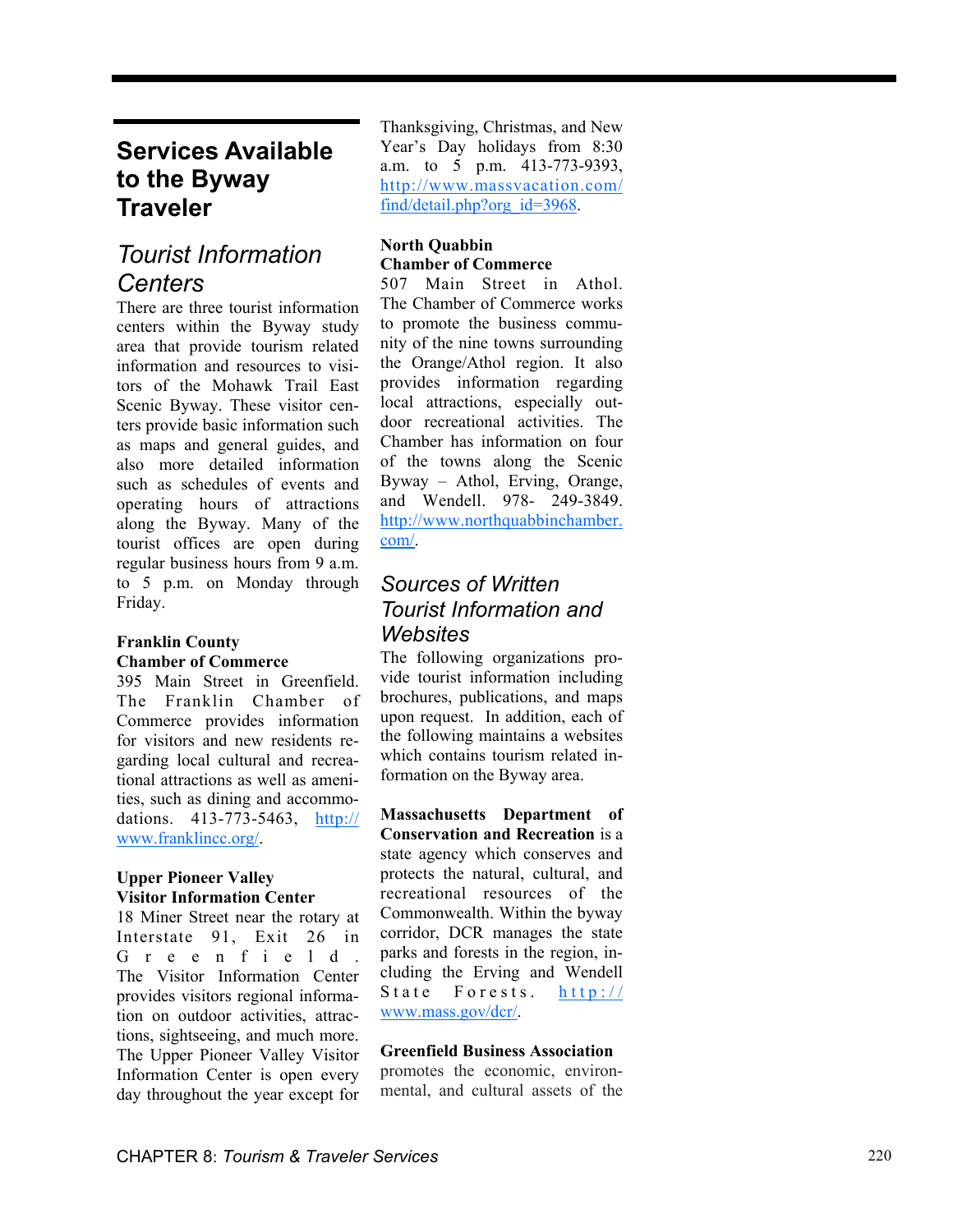## Services Available to the Byway Traveler

### *Tourist Information Centers*

There are three tourist information centers within the Byway study area that provide tourism related information and resources to visitors of the Mohawk Trail East Scenic Byway. These visitor centers provide basic information such as maps and general guides, and also more detailed information such as schedules of events and operating hours of attractions along the Byway. Many of the tourist offices are open during regular business hours from 9 a.m. to 5 p.m. on Monday through Friday.

**Franklin County Chamber of Commerce**
395 Main Street in Greenfield. The Franklin Chamber of Commerce provides information for visitors and new residents regarding local cultural and recreational attractions as well as amenities, such as dining and accommodations. 413-773-5463, http://www.franklincc.org/.

**Upper Pioneer Valley Visitor Information Center**
18 Miner Street near the rotary at Interstate 91, Exit 26 in Greenfield. The Visitor Information Center provides visitors regional information on outdoor activities, attractions, sightseeing, and much more. The Upper Pioneer Valley Visitor Information Center is open every day throughout the year except for Thanksgiving, Christmas, and New Year's Day holidays from 8:30 a.m. to 5 p.m. 413-773-9393, http://www.massvacation.com/find/detail.php?org_id=3968.

**North Quabbin Chamber of Commerce**
507 Main Street in Athol. The Chamber of Commerce works to promote the business community of the nine towns surrounding the Orange/Athol region. It also provides information regarding local attractions, especially outdoor recreational activities. The Chamber has information on four of the towns along the Scenic Byway – Athol, Erving, Orange, and Wendell. 978- 249-3849. http://www.northquabbinchamber.com/.

### *Sources of Written Tourist Information and Websites*

The following organizations provide tourist information including brochures, publications, and maps upon request. In addition, each of the following maintains a websites which contains tourism related information on the Byway area.

**Massachusetts Department of Conservation and Recreation** is a state agency which conserves and protects the natural, cultural, and recreational resources of the Commonwealth. Within the byway corridor, DCR manages the state parks and forests in the region, including the Erving and Wendell State Forests. http://www.mass.gov/dcr/.

**Greenfield Business Association** promotes the economic, environmental, and cultural assets of the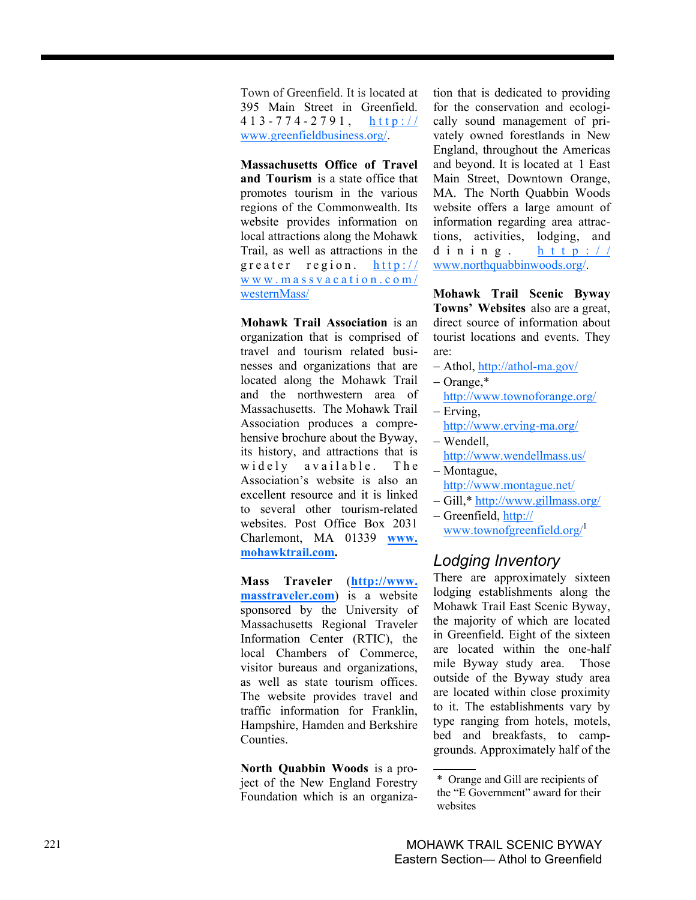Town of Greenfield. It is located at 395 Main Street in Greenfield. 413-774-2791, http://www.greenfieldbusiness.org/.

**Massachusetts Office of Travel and Tourism** is a state office that promotes tourism in the various regions of the Commonwealth. Its website provides information on local attractions along the Mohawk Trail, as well as attractions in the greater region. http://www.massvacation.com/westernMass/

**Mohawk Trail Association** is an organization that is comprised of travel and tourism related businesses and organizations that are located along the Mohawk Trail and the northwestern area of Massachusetts. The Mohawk Trail Association produces a comprehensive brochure about the Byway, its history, and attractions that is widely available. The Association's website is also an excellent resource and it is linked to several other tourism-related websites. Post Office Box 2031 Charlemont, MA 01339 **www.mohawktrail.com.**

**Mass Traveler** (**http://www.masstraveler.com**) is a website sponsored by the University of Massachusetts Regional Traveler Information Center (RTIC), the local Chambers of Commerce, visitor bureaus and organizations, as well as state tourism offices. The website provides travel and traffic information for Franklin, Hampshire, Hamden and Berkshire Counties.

**North Quabbin Woods** is a project of the New England Forestry Foundation which is an organization that is dedicated to providing for the conservation and ecologically sound management of privately owned forestlands in New England, throughout the Americas and beyond. It is located at 1 East Main Street, Downtown Orange, MA. The North Quabbin Woods website offers a large amount of information regarding area attractions, activities, lodging, and dining. http://www.northquabbinwoods.org/.

**Mohawk Trail Scenic Byway Towns' Websites** also are a great, direct source of information about tourist locations and events. They are:

- Athol, http://athol-ma.gov/
- Orange,* http://www.townoforange.org/
- Erving, http://www.erving-ma.org/
- Wendell, http://www.wendellmass.us/
- Montague, http://www.montague.net/
- Gill,* http://www.gillmass.org/
- Greenfield, http://www.townofgreenfield.org/[1]

## Lodging Inventory

There are approximately sixteen lodging establishments along the Mohawk Trail East Scenic Byway, the majority of which are located in Greenfield. Eight of the sixteen are located within the one-half mile Byway study area. Those outside of the Byway study area are located within close proximity to it. The establishments vary by type ranging from hotels, motels, bed and breakfasts, to campgrounds. Approximately half of the

---

\* Orange and Gill are recipients of the "E Government" award for their websites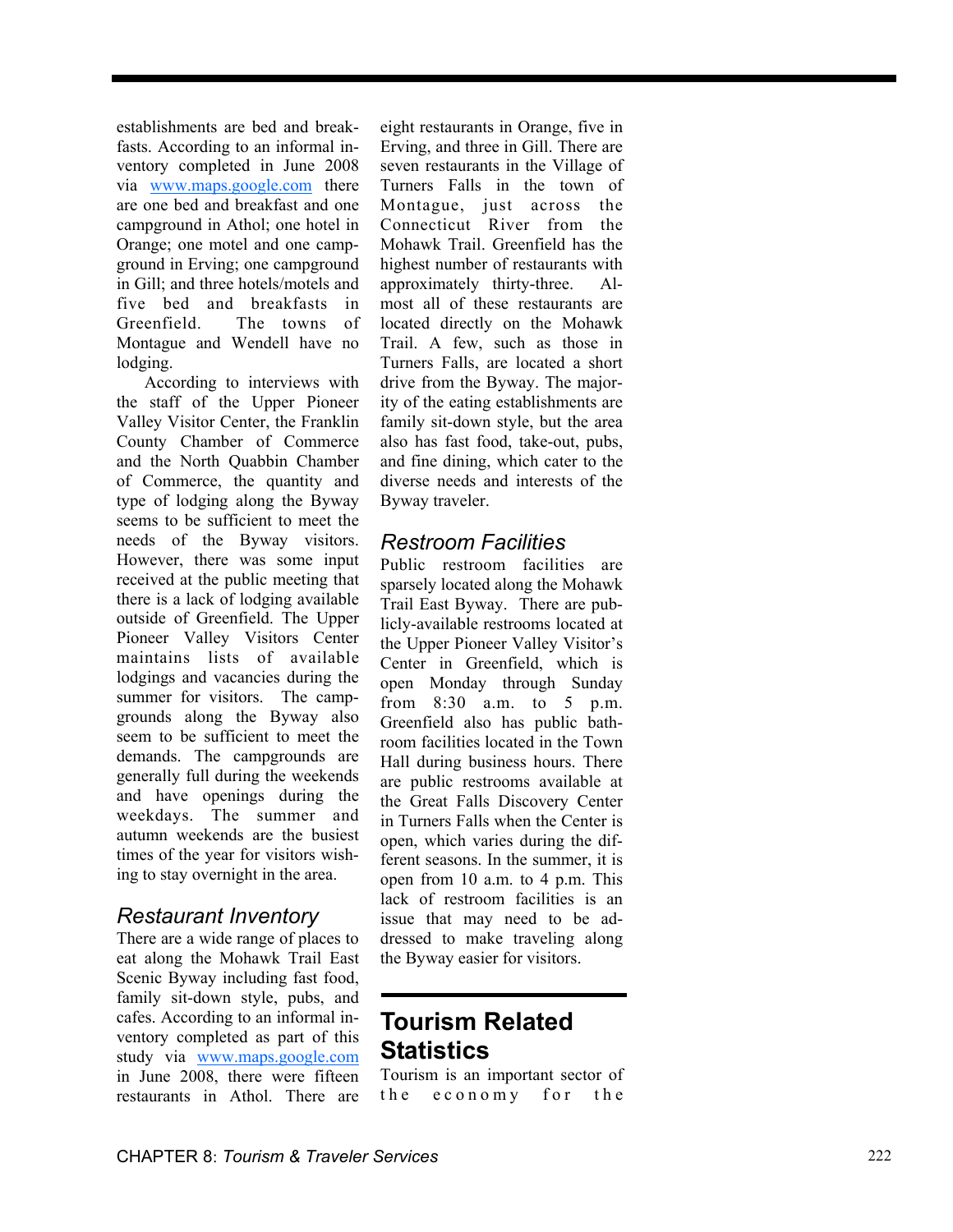establishments are bed and breakfasts. According to an informal inventory completed in June 2008 via www.maps.google.com there are one bed and breakfast and one campground in Athol; one hotel in Orange; one motel and one campground in Erving; one campground in Gill; and three hotels/motels and five bed and breakfasts in Greenfield. The towns of Montague and Wendell have no lodging.

According to interviews with the staff of the Upper Pioneer Valley Visitor Center, the Franklin County Chamber of Commerce and the North Quabbin Chamber of Commerce, the quantity and type of lodging along the Byway seems to be sufficient to meet the needs of the Byway visitors. However, there was some input received at the public meeting that there is a lack of lodging available outside of Greenfield. The Upper Pioneer Valley Visitors Center maintains lists of available lodgings and vacancies during the summer for visitors. The campgrounds along the Byway also seem to be sufficient to meet the demands. The campgrounds are generally full during the weekends and have openings during the weekdays. The summer and autumn weekends are the busiest times of the year for visitors wishing to stay overnight in the area.

### *Restaurant Inventory*

There are a wide range of places to eat along the Mohawk Trail East Scenic Byway including fast food, family sit-down style, pubs, and cafes. According to an informal inventory completed as part of this study via www.maps.google.com in June 2008, there were fifteen restaurants in Athol. There are eight restaurants in Orange, five in Erving, and three in Gill. There are seven restaurants in the Village of Turners Falls in the town of Montague, just across the Connecticut River from the Mohawk Trail. Greenfield has the highest number of restaurants with approximately thirty-three. Almost all of these restaurants are located directly on the Mohawk Trail. A few, such as those in Turners Falls, are located a short drive from the Byway. The majority of the eating establishments are family sit-down style, but the area also has fast food, take-out, pubs, and fine dining, which cater to the diverse needs and interests of the Byway traveler.

### *Restroom Facilities*

Public restroom facilities are sparsely located along the Mohawk Trail East Byway. There are publicly-available restrooms located at the Upper Pioneer Valley Visitor's Center in Greenfield, which is open Monday through Sunday from 8:30 a.m. to 5 p.m. Greenfield also has public bathroom facilities located in the Town Hall during business hours. There are public restrooms available at the Great Falls Discovery Center in Turners Falls when the Center is open, which varies during the different seasons. In the summer, it is open from 10 a.m. to 4 p.m. This lack of restroom facilities is an issue that may need to be addressed to make traveling along the Byway easier for visitors.

## Tourism Related Statistics

Tourism is an important sector of the economy for the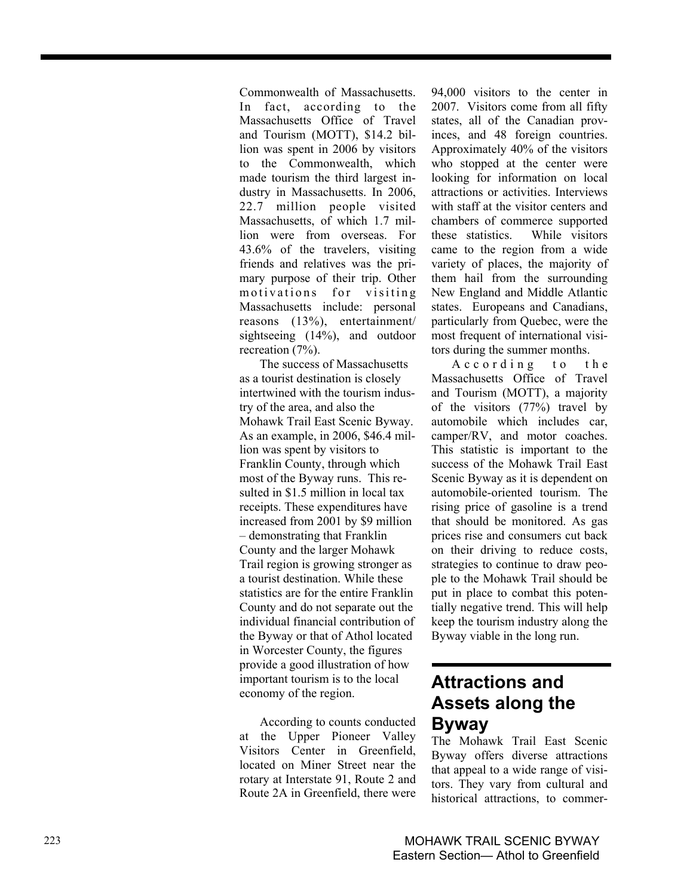Commonwealth of Massachusetts. In fact, according to the Massachusetts Office of Travel and Tourism (MOTT), $14.2 billion was spent in 2006 by visitors to the Commonwealth, which made tourism the third largest industry in Massachusetts. In 2006, 22.7 million people visited Massachusetts, of which 1.7 million were from overseas. For 43.6% of the travelers, visiting friends and relatives was the primary purpose of their trip. Other motivations for visiting Massachusetts include: personal reasons (13%), entertainment/sightseeing (14%), and outdoor recreation (7%).

The success of Massachusetts as a tourist destination is closely intertwined with the tourism industry of the area, and also the Mohawk Trail East Scenic Byway. As an example, in 2006, $46.4 million was spent by visitors to Franklin County, through which most of the Byway runs. This resulted in $1.5 million in local tax receipts. These expenditures have increased from 2001 by $9 million – demonstrating that Franklin County and the larger Mohawk Trail region is growing stronger as a tourist destination. While these statistics are for the entire Franklin County and do not separate out the individual financial contribution of the Byway or that of Athol located in Worcester County, the figures provide a good illustration of how important tourism is to the local economy of the region.

According to counts conducted at the Upper Pioneer Valley Visitors Center in Greenfield, located on Miner Street near the rotary at Interstate 91, Route 2 and Route 2A in Greenfield, there were 94,000 visitors to the center in 2007. Visitors come from all fifty states, all of the Canadian provinces, and 48 foreign countries. Approximately 40% of the visitors who stopped at the center were looking for information on local attractions or activities. Interviews with staff at the visitor centers and chambers of commerce supported these statistics. While visitors came to the region from a wide variety of places, the majority of them hail from the surrounding New England and Middle Atlantic states. Europeans and Canadians, particularly from Quebec, were the most frequent of international visitors during the summer months.

According to the Massachusetts Office of Travel and Tourism (MOTT), a majority of the visitors (77%) travel by automobile which includes car, camper/RV, and motor coaches. This statistic is important to the success of the Mohawk Trail East Scenic Byway as it is dependent on automobile-oriented tourism. The rising price of gasoline is a trend that should be monitored. As gas prices rise and consumers cut back on their driving to reduce costs, strategies to continue to draw people to the Mohawk Trail should be put in place to combat this potentially negative trend. This will help keep the tourism industry along the Byway viable in the long run.

## Attractions and Assets along the Byway

The Mohawk Trail East Scenic Byway offers diverse attractions that appeal to a wide range of visitors. They vary from cultural and historical attractions, to commer-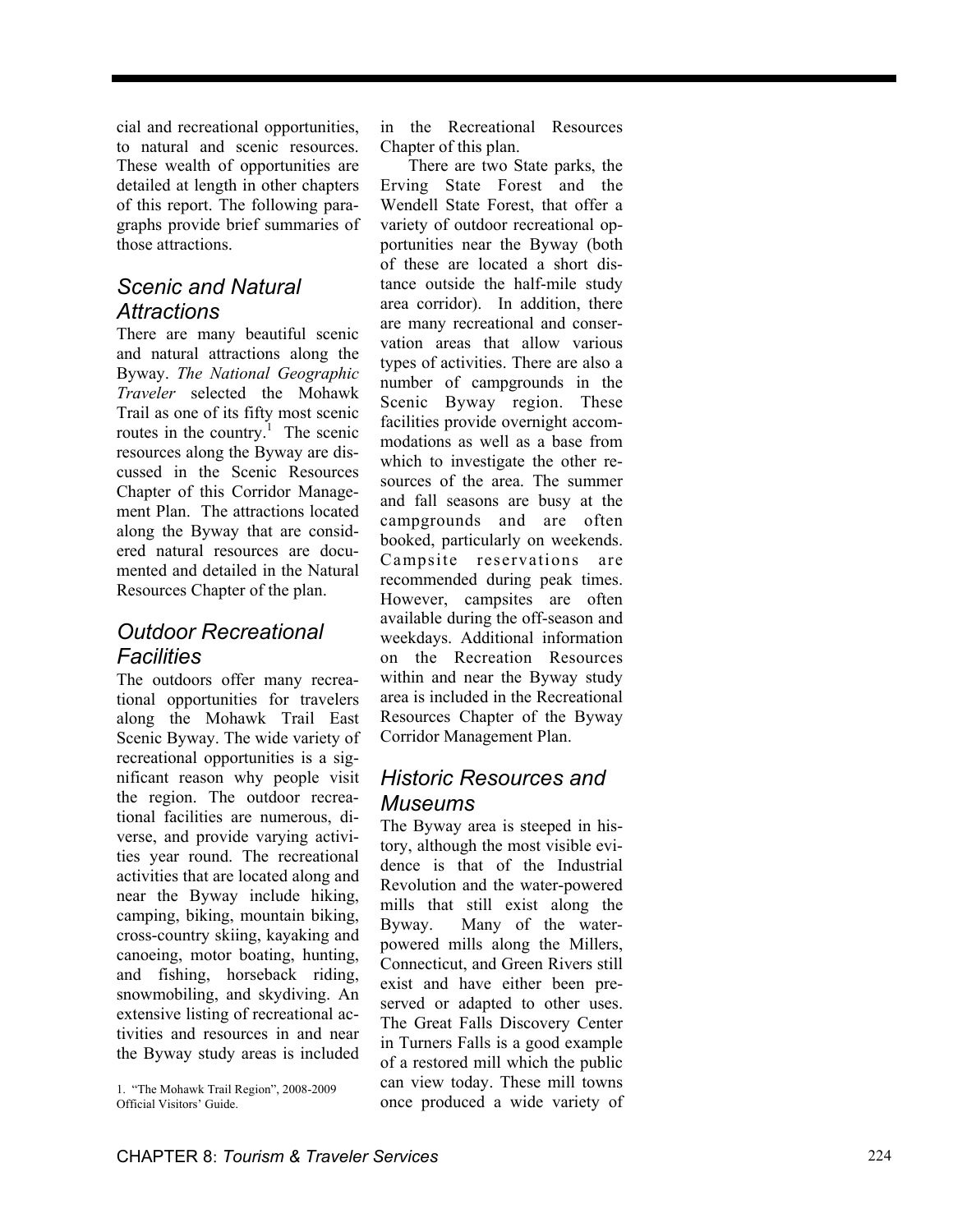cial and recreational opportunities, to natural and scenic resources. These wealth of opportunities are detailed at length in other chapters of this report. The following paragraphs provide brief summaries of those attractions.

## *Scenic and Natural Attractions*

There are many beautiful scenic and natural attractions along the Byway. *The National Geographic Traveler* selected the Mohawk Trail as one of its fifty most scenic routes in the country.[1] The scenic resources along the Byway are discussed in the Scenic Resources Chapter of this Corridor Management Plan. The attractions located along the Byway that are considered natural resources are documented and detailed in the Natural Resources Chapter of the plan.

## *Outdoor Recreational Facilities*

The outdoors offer many recreational opportunities for travelers along the Mohawk Trail East Scenic Byway. The wide variety of recreational opportunities is a significant reason why people visit the region. The outdoor recreational facilities are numerous, diverse, and provide varying activities year round. The recreational activities that are located along and near the Byway include hiking, camping, biking, mountain biking, cross-country skiing, kayaking and canoeing, motor boating, hunting, and fishing, horseback riding, snowmobiling, and skydiving. An extensive listing of recreational activities and resources in and near the Byway study areas is included in the Recreational Resources Chapter of this plan.

There are two State parks, the Erving State Forest and the Wendell State Forest, that offer a variety of outdoor recreational opportunities near the Byway (both of these are located a short distance outside the half-mile study area corridor). In addition, there are many recreational and conservation areas that allow various types of activities. There are also a number of campgrounds in the Scenic Byway region. These facilities provide overnight accommodations as well as a base from which to investigate the other resources of the area. The summer and fall seasons are busy at the campgrounds and are often booked, particularly on weekends. Campsite reservations are recommended during peak times. However, campsites are often available during the off-season and weekdays. Additional information on the Recreation Resources within and near the Byway study area is included in the Recreational Resources Chapter of the Byway Corridor Management Plan.

## *Historic Resources and Museums*

The Byway area is steeped in history, although the most visible evidence is that of the Industrial Revolution and the water-powered mills that still exist along the Byway. Many of the water-powered mills along the Millers, Connecticut, and Green Rivers still exist and have either been preserved or adapted to other uses. The Great Falls Discovery Center in Turners Falls is a good example of a restored mill which the public can view today. These mill towns once produced a wide variety of

1. "The Mohawk Trail Region", 2008-2009 Official Visitors' Guide.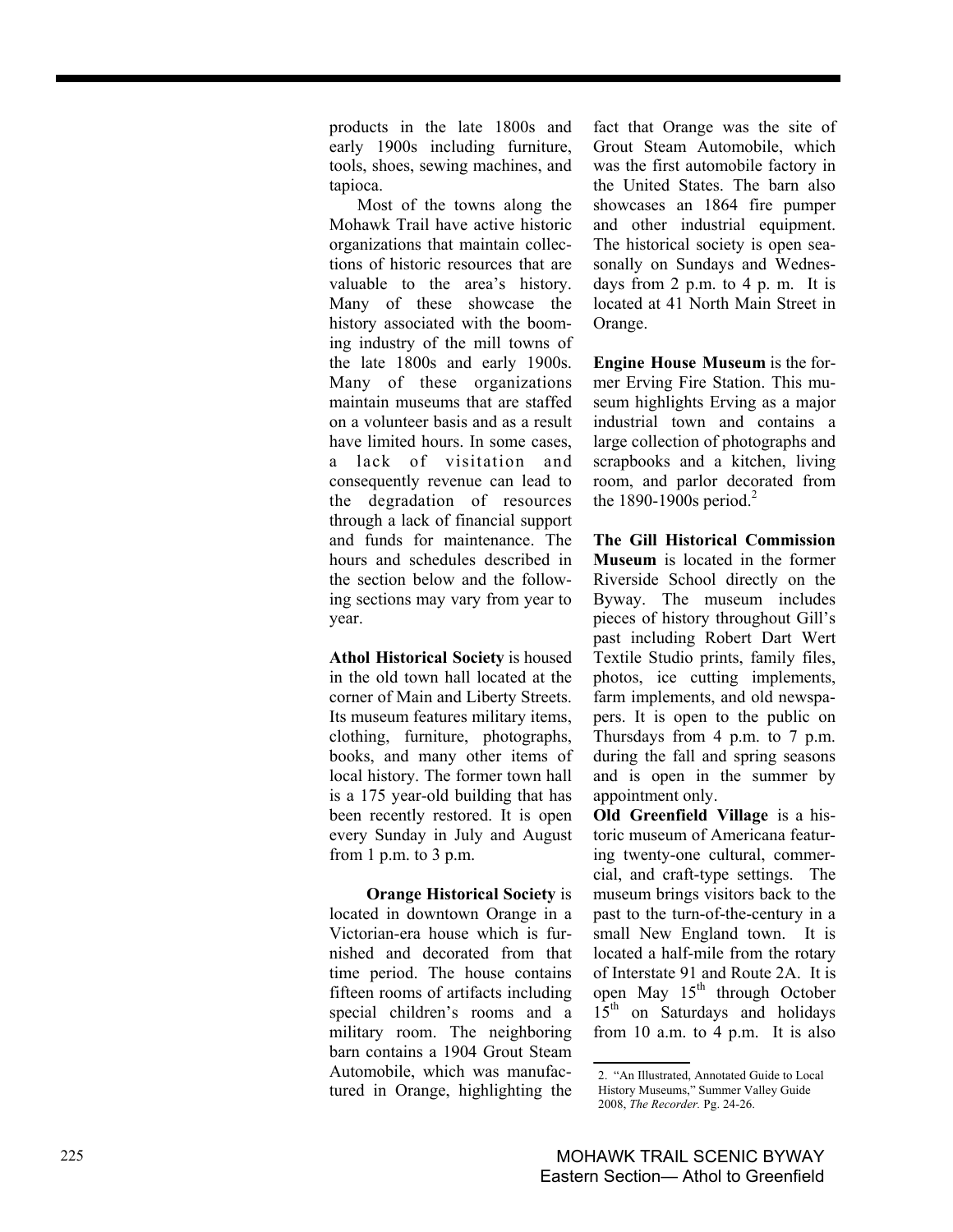products in the late 1800s and early 1900s including furniture, tools, shoes, sewing machines, and tapioca.

Most of the towns along the Mohawk Trail have active historic organizations that maintain collections of historic resources that are valuable to the area's history. Many of these showcase the history associated with the booming industry of the mill towns of the late 1800s and early 1900s. Many of these organizations maintain museums that are staffed on a volunteer basis and as a result have limited hours. In some cases, a lack of visitation and consequently revenue can lead to the degradation of resources through a lack of financial support and funds for maintenance. The hours and schedules described in the section below and the following sections may vary from year to year.

**Athol Historical Society** is housed in the old town hall located at the corner of Main and Liberty Streets. Its museum features military items, clothing, furniture, photographs, books, and many other items of local history. The former town hall is a 175 year-old building that has been recently restored. It is open every Sunday in July and August from 1 p.m. to 3 p.m.

**Orange Historical Society** is located in downtown Orange in a Victorian-era house which is furnished and decorated from that time period. The house contains fifteen rooms of artifacts including special children's rooms and a military room. The neighboring barn contains a 1904 Grout Steam Automobile, which was manufactured in Orange, highlighting the fact that Orange was the site of Grout Steam Automobile, which was the first automobile factory in the United States. The barn also showcases an 1864 fire pumper and other industrial equipment. The historical society is open seasonally on Sundays and Wednesdays from 2 p.m. to 4 p. m. It is located at 41 North Main Street in Orange.

**Engine House Museum** is the former Erving Fire Station. This museum highlights Erving as a major industrial town and contains a large collection of photographs and scrapbooks and a kitchen, living room, and parlor decorated from the 1890-1900s period.[2]

**The Gill Historical Commission Museum** is located in the former Riverside School directly on the Byway. The museum includes pieces of history throughout Gill's past including Robert Dart Wert Textile Studio prints, family files, photos, ice cutting implements, farm implements, and old newspapers. It is open to the public on Thursdays from 4 p.m. to 7 p.m. during the fall and spring seasons and is open in the summer by appointment only.

**Old Greenfield Village** is a historic museum of Americana featuring twenty-one cultural, commercial, and craft-type settings. The museum brings visitors back to the past to the turn-of-the-century in a small New England town. It is located a half-mile from the rotary of Interstate 91 and Route 2A. It is open May 15th through October 15th on Saturdays and holidays from 10 a.m. to 4 p.m. It is also

2. "An Illustrated, Annotated Guide to Local History Museums," Summer Valley Guide 2008, *The Recorder.* Pg. 24-26.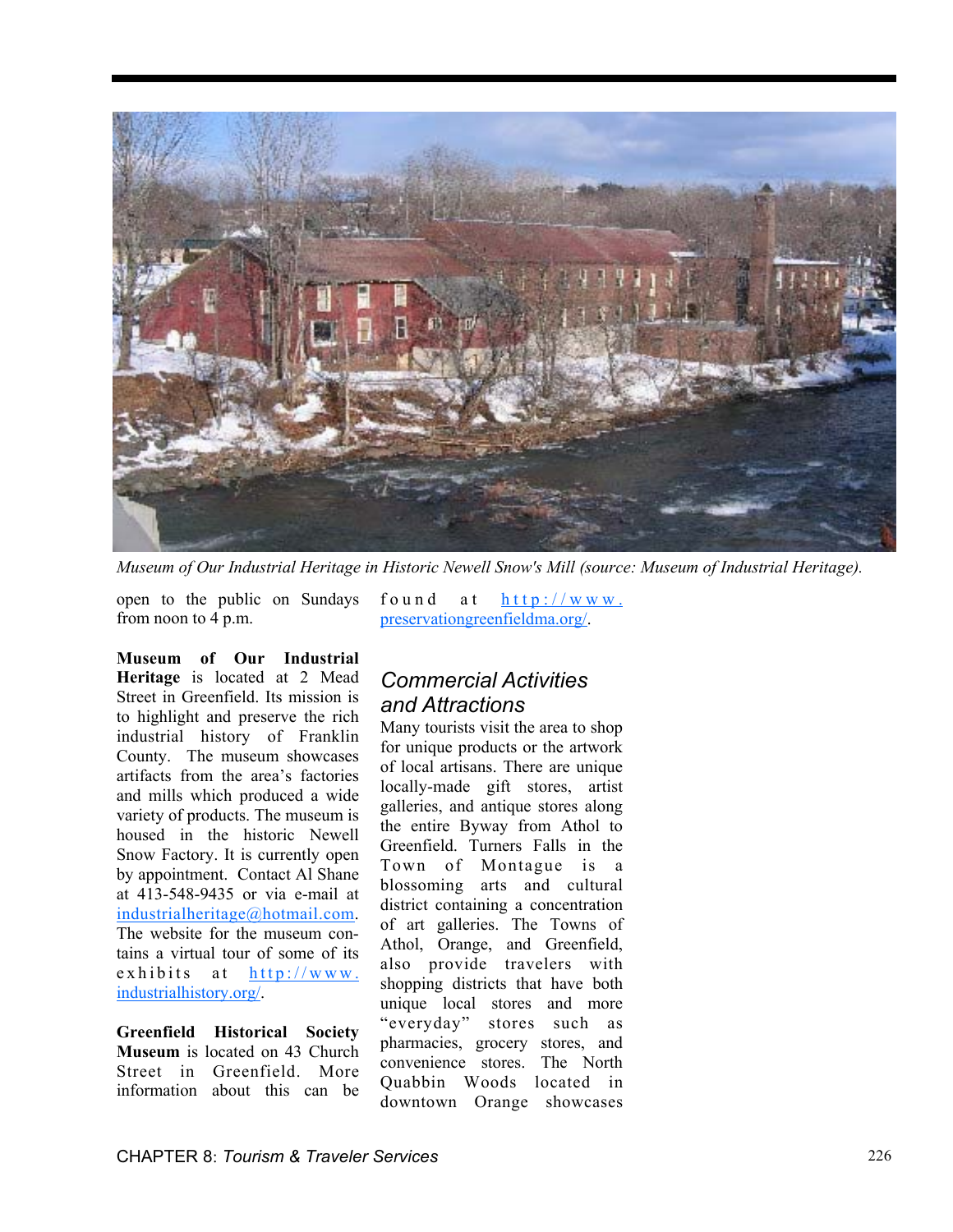*Museum of Our Industrial Heritage in Historic Newell Snow's Mill (source: Museum of Industrial Heritage).*

open to the public on Sundays from noon to 4 p.m.

**Museum of Our Industrial Heritage** is located at 2 Mead Street in Greenfield. Its mission is to highlight and preserve the rich industrial history of Franklin County. The museum showcases artifacts from the area's factories and mills which produced a wide variety of products. The museum is housed in the historic Newell Snow Factory. It is currently open by appointment. Contact Al Shane at 413-548-9435 or via e-mail at industrialheritage@hotmail.com. The website for the museum contains a virtual tour of some of its exhibits at http://www.industrialhistory.org/.

**Greenfield Historical Society Museum** is located on 43 Church Street in Greenfield. More information about this can be found at http://www.preservationgreenfieldma.org/.

## Commercial Activities and Attractions

Many tourists visit the area to shop for unique products or the artwork of local artisans. There are unique locally-made gift stores, artist galleries, and antique stores along the entire Byway from Athol to Greenfield. Turners Falls in the Town of Montague is a blossoming arts and cultural district containing a concentration of art galleries. The Towns of Athol, Orange, and Greenfield, also provide travelers with shopping districts that have both unique local stores and more "everyday" stores such as pharmacies, grocery stores, and convenience stores. The North Quabbin Woods located in downtown Orange showcases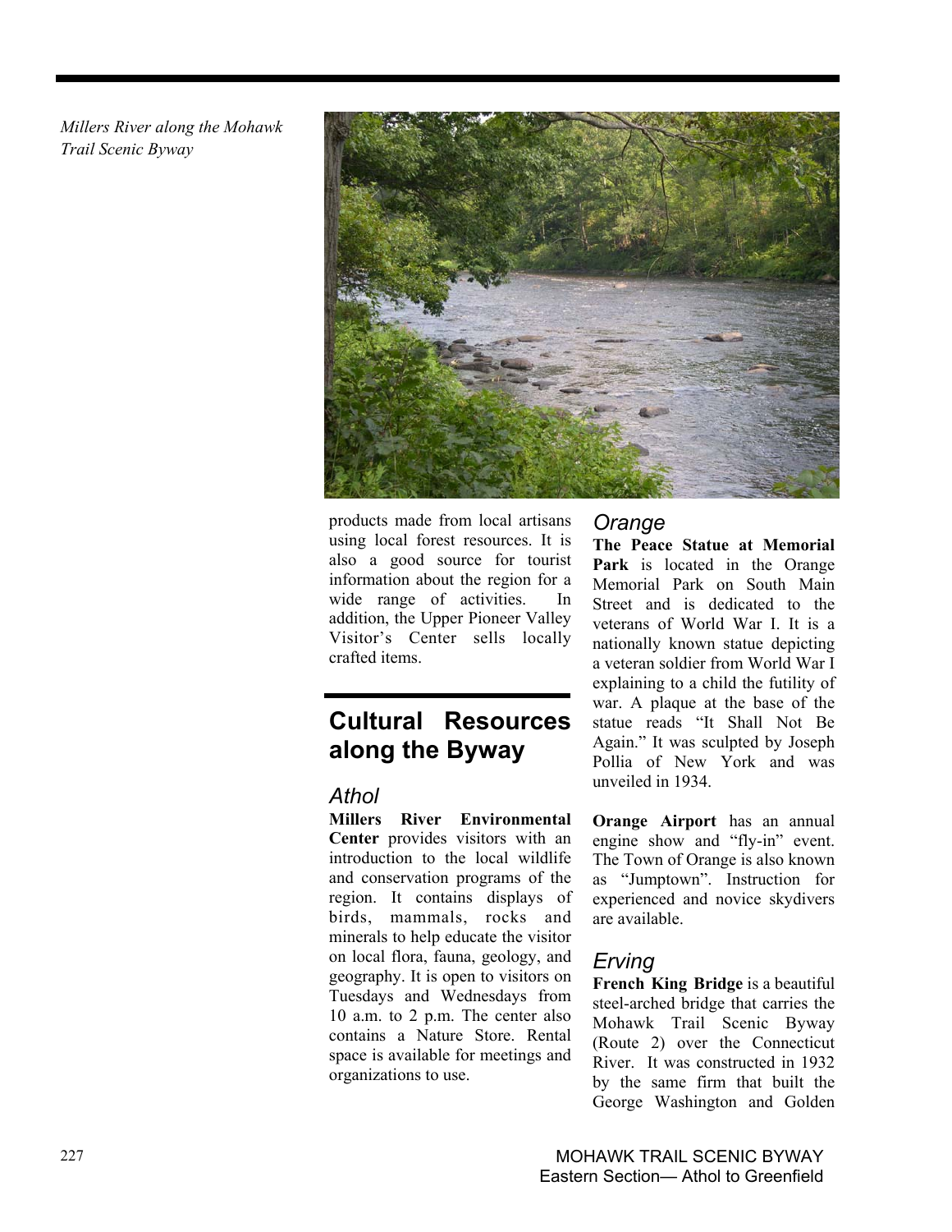*Millers River along the Mohawk Trail Scenic Byway*

products made from local artisans using local forest resources. It is also a good source for tourist information about the region for a wide range of activities. In addition, the Upper Pioneer Valley Visitor's Center sells locally crafted items.

## Cultural Resources along the Byway

### Athol

**Millers River Environmental Center** provides visitors with an introduction to the local wildlife and conservation programs of the region. It contains displays of birds, mammals, rocks and minerals to help educate the visitor on local flora, fauna, geology, and geography. It is open to visitors on Tuesdays and Wednesdays from 10 a.m. to 2 p.m. The center also contains a Nature Store. Rental space is available for meetings and organizations to use.

### Orange

**The Peace Statue at Memorial Park** is located in the Orange Memorial Park on South Main Street and is dedicated to the veterans of World War I. It is a nationally known statue depicting a veteran soldier from World War I explaining to a child the futility of war. A plaque at the base of the statue reads "It Shall Not Be Again." It was sculpted by Joseph Pollia of New York and was unveiled in 1934.

**Orange Airport** has an annual engine show and "fly-in" event. The Town of Orange is also known as "Jumptown". Instruction for experienced and novice skydivers are available.

### Erving

**French King Bridge** is a beautiful steel-arched bridge that carries the Mohawk Trail Scenic Byway (Route 2) over the Connecticut River. It was constructed in 1932 by the same firm that built the George Washington and Golden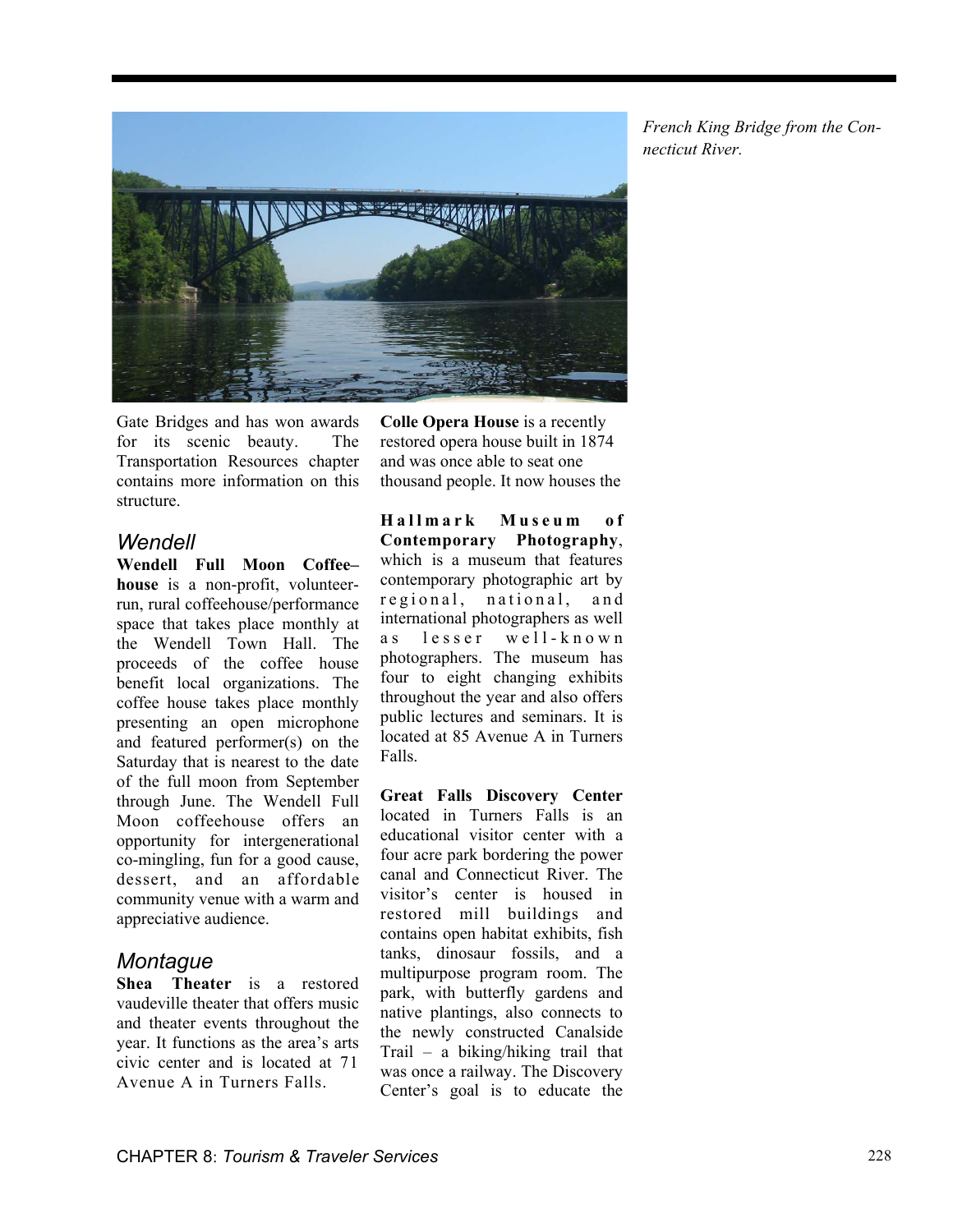*French King Bridge from the Connecticut River.*

Gate Bridges and has won awards for its scenic beauty. The Transportation Resources chapter contains more information on this structure.

## Wendell

**Wendell Full Moon Coffee–house** is a non-profit, volunteer-run, rural coffeehouse/performance space that takes place monthly at the Wendell Town Hall. The proceeds of the coffee house benefit local organizations. The coffee house takes place monthly presenting an open microphone and featured performer(s) on the Saturday that is nearest to the date of the full moon from September through June. The Wendell Full Moon coffeehouse offers an opportunity for intergenerational co-mingling, fun for a good cause, dessert, and an affordable community venue with a warm and appreciative audience.

## Montague

**Shea Theater** is a restored vaudeville theater that offers music and theater events throughout the year. It functions as the area's arts civic center and is located at 71 Avenue A in Turners Falls.

**Colle Opera House** is a recently restored opera house built in 1874 and was once able to seat one thousand people. It now houses the

**Hallmark Museum of Contemporary Photography**, which is a museum that features contemporary photographic art by regional, national, and international photographers as well as lesser well-known photographers. The museum has four to eight changing exhibits throughout the year and also offers public lectures and seminars. It is located at 85 Avenue A in Turners Falls.

**Great Falls Discovery Center** located in Turners Falls is an educational visitor center with a four acre park bordering the power canal and Connecticut River. The visitor's center is housed in restored mill buildings and contains open habitat exhibits, fish tanks, dinosaur fossils, and a multipurpose program room. The park, with butterfly gardens and native plantings, also connects to the newly constructed Canalside Trail – a biking/hiking trail that was once a railway. The Discovery Center's goal is to educate the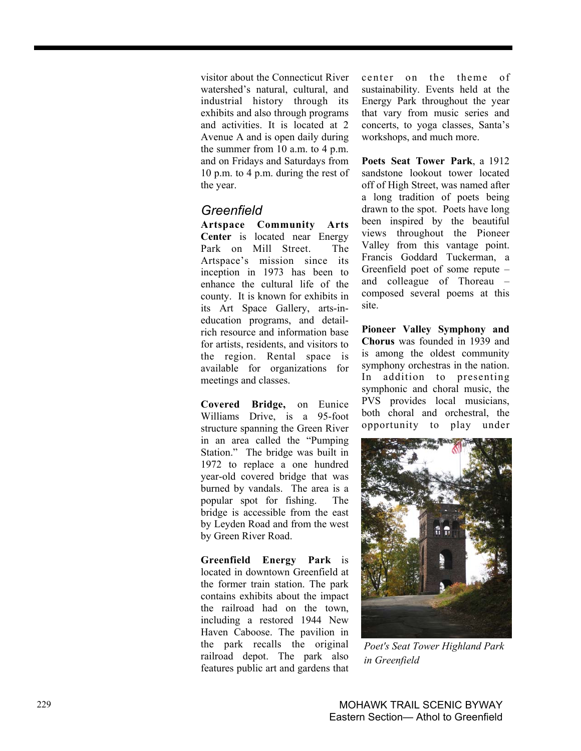visitor about the Connecticut River watershed's natural, cultural, and industrial history through its exhibits and also through programs and activities. It is located at 2 Avenue A and is open daily during the summer from 10 a.m. to 4 p.m. and on Fridays and Saturdays from 10 p.m. to 4 p.m. during the rest of the year.

### *Greenfield*

**Artspace Community Arts Center** is located near Energy Park on Mill Street. The Artspace's mission since its inception in 1973 has been to enhance the cultural life of the county. It is known for exhibits in its Art Space Gallery, arts-in-education programs, and detail-rich resource and information base for artists, residents, and visitors to the region. Rental space is available for organizations for meetings and classes.

**Covered Bridge,** on Eunice Williams Drive, is a 95-foot structure spanning the Green River in an area called the "Pumping Station." The bridge was built in 1972 to replace a one hundred year-old covered bridge that was burned by vandals. The area is a popular spot for fishing. The bridge is accessible from the east by Leyden Road and from the west by Green River Road.

**Greenfield Energy Park** is located in downtown Greenfield at the former train station. The park contains exhibits about the impact the railroad had on the town, including a restored 1944 New Haven Caboose. The pavilion in the park recalls the original railroad depot. The park also features public art and gardens that center on the theme of sustainability. Events held at the Energy Park throughout the year that vary from music series and concerts, to yoga classes, Santa's workshops, and much more.

**Poets Seat Tower Park**, a 1912 sandstone lookout tower located off of High Street, was named after a long tradition of poets being drawn to the spot. Poets have long been inspired by the beautiful views throughout the Pioneer Valley from this vantage point. Francis Goddard Tuckerman, a Greenfield poet of some repute – and colleague of Thoreau – composed several poems at this site.

**Pioneer Valley Symphony and Chorus** was founded in 1939 and is among the oldest community symphony orchestras in the nation. In addition to presenting symphonic and choral music, the PVS provides local musicians, both choral and orchestral, the opportunity to play under

*Poet's Seat Tower Highland Park in Greenfield*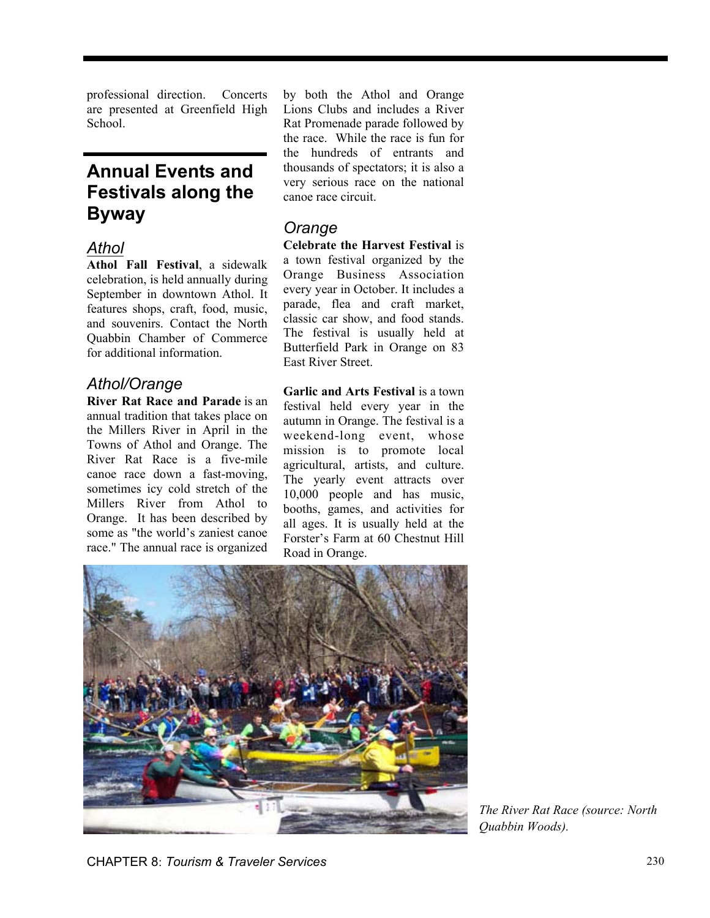professional direction. Concerts are presented at Greenfield High School.

## Annual Events and Festivals along the Byway

### *Athol*

**Athol Fall Festival**, a sidewalk celebration, is held annually during September in downtown Athol. It features shops, craft, food, music, and souvenirs. Contact the North Quabbin Chamber of Commerce for additional information.

### *Athol/Orange*

**River Rat Race and Parade** is an annual tradition that takes place on the Millers River in April in the Towns of Athol and Orange. The River Rat Race is a five-mile canoe race down a fast-moving, sometimes icy cold stretch of the Millers River from Athol to Orange. It has been described by some as "the world's zaniest canoe race." The annual race is organized by both the Athol and Orange Lions Clubs and includes a River Rat Promenade parade followed by the race. While the race is fun for the hundreds of entrants and thousands of spectators; it is also a very serious race on the national canoe race circuit.

### *Orange*

**Celebrate the Harvest Festival** is a town festival organized by the Orange Business Association every year in October. It includes a parade, flea and craft market, classic car show, and food stands. The festival is usually held at Butterfield Park in Orange on 83 East River Street.

**Garlic and Arts Festival** is a town festival held every year in the autumn in Orange. The festival is a weekend-long event, whose mission is to promote local agricultural, artists, and culture. The yearly event attracts over 10,000 people and has music, booths, games, and activities for all ages. It is usually held at the Forster's Farm at 60 Chestnut Hill Road in Orange.

*The River Rat Race (source: North Quabbin Woods).*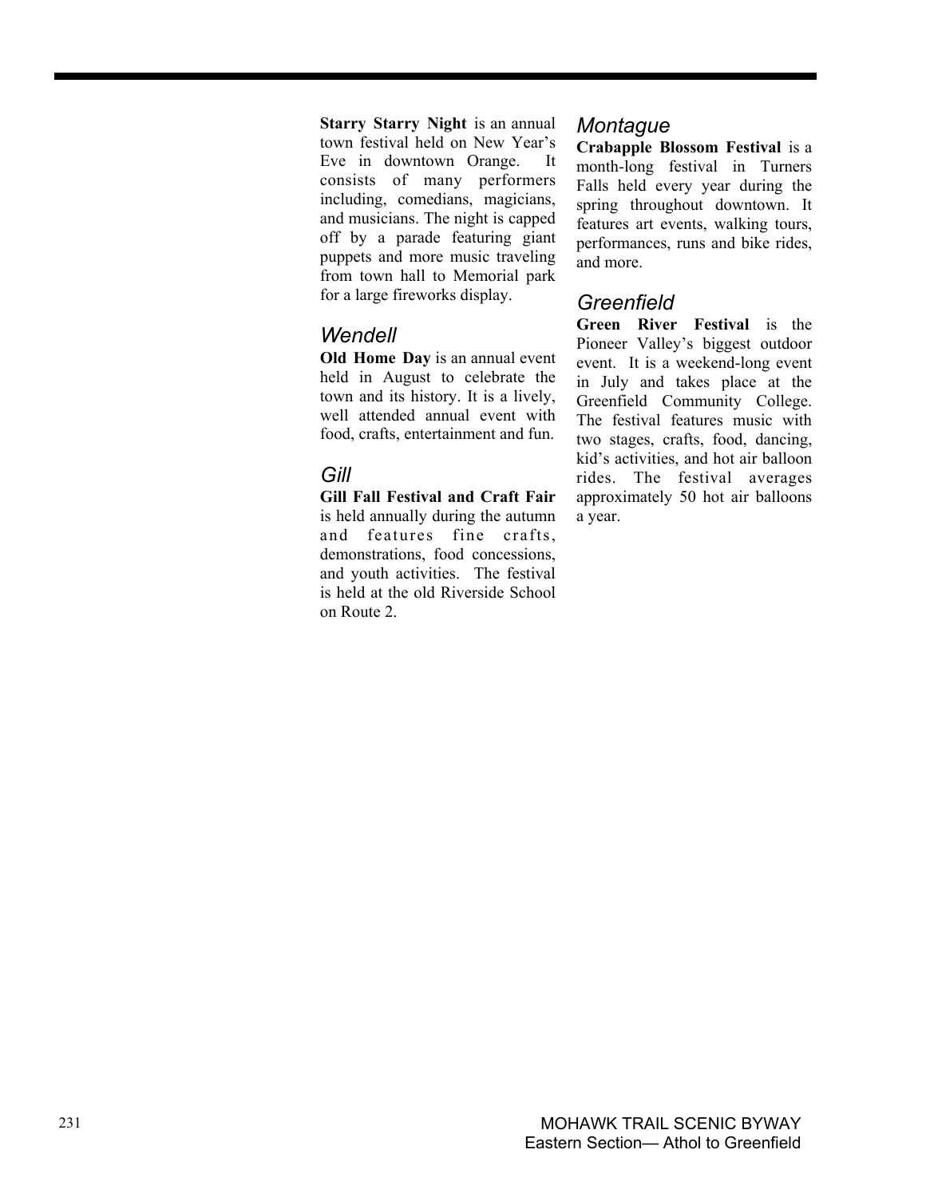**Starry Starry Night** is an annual town festival held on New Year's Eve in downtown Orange. It consists of many performers including, comedians, magicians, and musicians. The night is capped off by a parade featuring giant puppets and more music traveling from town hall to Memorial park for a large fireworks display.

### *Wendell*

**Old Home Day** is an annual event held in August to celebrate the town and its history. It is a lively, well attended annual event with food, crafts, entertainment and fun.

### *Gill*

**Gill Fall Festival and Craft Fair** is held annually during the autumn and features fine crafts, demonstrations, food concessions, and youth activities. The festival is held at the old Riverside School on Route 2.

### *Montague*

**Crabapple Blossom Festival** is a month-long festival in Turners Falls held every year during the spring throughout downtown. It features art events, walking tours, performances, runs and bike rides, and more.

### *Greenfield*

**Green River Festival** is the Pioneer Valley's biggest outdoor event. It is a weekend-long event in July and takes place at the Greenfield Community College. The festival features music with two stages, crafts, food, dancing, kid's activities, and hot air balloon rides. The festival averages approximately 50 hot air balloons a year.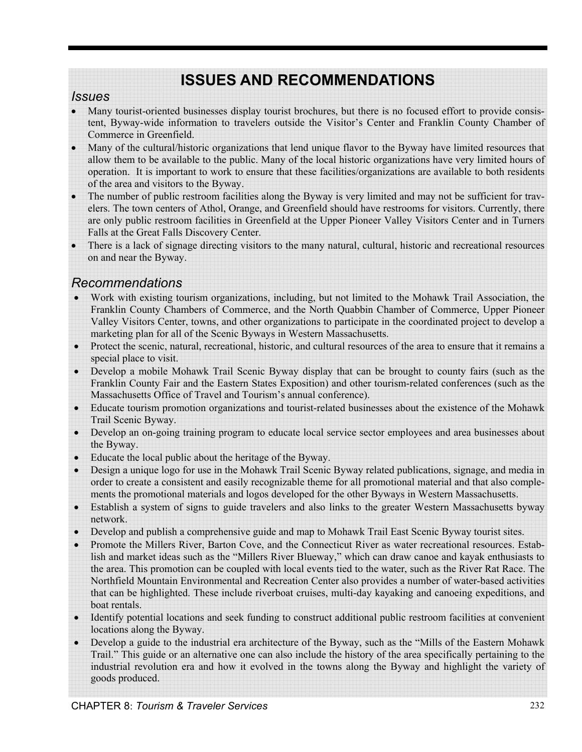# ISSUES AND RECOMMENDATIONS

## Issues

- Many tourist-oriented businesses display tourist brochures, but there is no focused effort to provide consistent, Byway-wide information to travelers outside the Visitor's Center and Franklin County Chamber of Commerce in Greenfield.
- Many of the cultural/historic organizations that lend unique flavor to the Byway have limited resources that allow them to be available to the public. Many of the local historic organizations have very limited hours of operation. It is important to work to ensure that these facilities/organizations are available to both residents of the area and visitors to the Byway.
- The number of public restroom facilities along the Byway is very limited and may not be sufficient for travelers. The town centers of Athol, Orange, and Greenfield should have restrooms for visitors. Currently, there are only public restroom facilities in Greenfield at the Upper Pioneer Valley Visitors Center and in Turners Falls at the Great Falls Discovery Center.
- There is a lack of signage directing visitors to the many natural, cultural, historic and recreational resources on and near the Byway.

## Recommendations

- Work with existing tourism organizations, including, but not limited to the Mohawk Trail Association, the Franklin County Chambers of Commerce, and the North Quabbin Chamber of Commerce, Upper Pioneer Valley Visitors Center, towns, and other organizations to participate in the coordinated project to develop a marketing plan for all of the Scenic Byways in Western Massachusetts.
- Protect the scenic, natural, recreational, historic, and cultural resources of the area to ensure that it remains a special place to visit.
- Develop a mobile Mohawk Trail Scenic Byway display that can be brought to county fairs (such as the Franklin County Fair and the Eastern States Exposition) and other tourism-related conferences (such as the Massachusetts Office of Travel and Tourism's annual conference).
- Educate tourism promotion organizations and tourist-related businesses about the existence of the Mohawk Trail Scenic Byway.
- Develop an on-going training program to educate local service sector employees and area businesses about the Byway.
- Educate the local public about the heritage of the Byway.
- Design a unique logo for use in the Mohawk Trail Scenic Byway related publications, signage, and media in order to create a consistent and easily recognizable theme for all promotional material and that also complements the promotional materials and logos developed for the other Byways in Western Massachusetts.
- Establish a system of signs to guide travelers and also links to the greater Western Massachusetts byway network.
- Develop and publish a comprehensive guide and map to Mohawk Trail East Scenic Byway tourist sites.
- Promote the Millers River, Barton Cove, and the Connecticut River as water recreational resources. Establish and market ideas such as the "Millers River Blueway," which can draw canoe and kayak enthusiasts to the area. This promotion can be coupled with local events tied to the water, such as the River Rat Race. The Northfield Mountain Environmental and Recreation Center also provides a number of water-based activities that can be highlighted. These include riverboat cruises, multi-day kayaking and canoeing expeditions, and boat rentals.
- Identify potential locations and seek funding to construct additional public restroom facilities at convenient locations along the Byway.
- Develop a guide to the industrial era architecture of the Byway, such as the "Mills of the Eastern Mohawk Trail." This guide or an alternative one can also include the history of the area specifically pertaining to the industrial revolution era and how it evolved in the towns along the Byway and highlight the variety of goods produced.